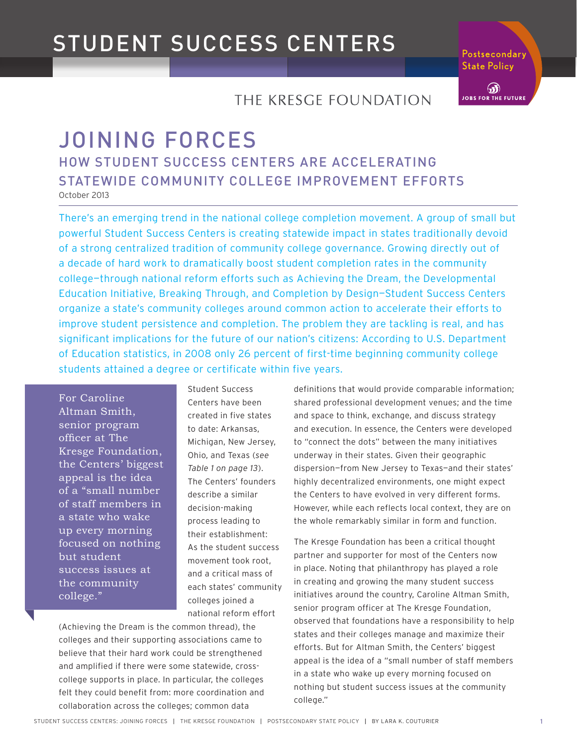# STUDENT SUCCESS CENTERS

THE KRESGE FOUNDATION

Postsecondary State Policy

JOBS FOR THE FUTURE

# JOINING FORCES

## HOW STUDENT SUCCESS CENTERS ARE ACCELERATING STATEWIDE COMMUNITY COLLEGE IMPROVEMENT EFFORTS

October 2013

There's an emerging trend in the national college completion movement. A group of small but powerful Student Success Centers is creating statewide impact in states traditionally devoid of a strong centralized tradition of community college governance. Growing directly out of a decade of hard work to dramatically boost student completion rates in the community college—through national reform efforts such as Achieving the Dream, the Developmental Education Initiative, Breaking Through, and Completion by Design—Student Success Centers organize a state's community colleges around common action to accelerate their efforts to improve student persistence and completion. The problem they are tackling is real, and has significant implications for the future of our nation's citizens: According to U.S. Department of Education statistics, in 2008 only 26 percent of first-time beginning community college students attained a degree or certificate within five years.

> For Caroline Altman Smith, senior program officer at The Kresge Foundation, the Centers' biggest appeal is the idea of a "small number of staff members in a state who wake up every morning focused on nothing but student success issues at the community college."

Student Success Centers have been created in five states to date: Arkansas, Michigan, New Jersey, Ohio, and Texas (*see Table 1 on page 13*). The Centers' founders describe a similar decision-making process leading to their establishment: As the student success movement took root, and a critical mass of each states' community colleges joined a national reform effort (Achieving the Dream is the common thread), the colleges and their supporting associations came to believe that their hard work could be strengthened and amplified if there were some statewide, cross-college supports in place. In particular, the colleges felt they could benefit from: more coordination and collaboration across the colleges; common data definitions that would provide comparable information; shared professional development venues; and the time and space to think, exchange, and discuss strategy and execution. In essence, the Centers were developed to "connect the dots" between the many initiatives underway in their states. Given their geographic dispersion—from New Jersey to Texas—and their states' highly decentralized environments, one might expect the Centers to have evolved in very different forms. However, while each reflects local context, they are on the whole remarkably similar in form and function.

The Kresge Foundation has been a critical thought partner and supporter for most of the Centers now in place. Noting that philanthropy has played a role in creating and growing the many student success initiatives around the country, Caroline Altman Smith, senior program officer at The Kresge Foundation, observed that foundations have a responsibility to help states and their colleges manage and maximize their efforts. But for Altman Smith, the Centers' biggest appeal is the idea of a "small number of staff members in a state who wake up every morning focused on nothing but student success issues at the community college."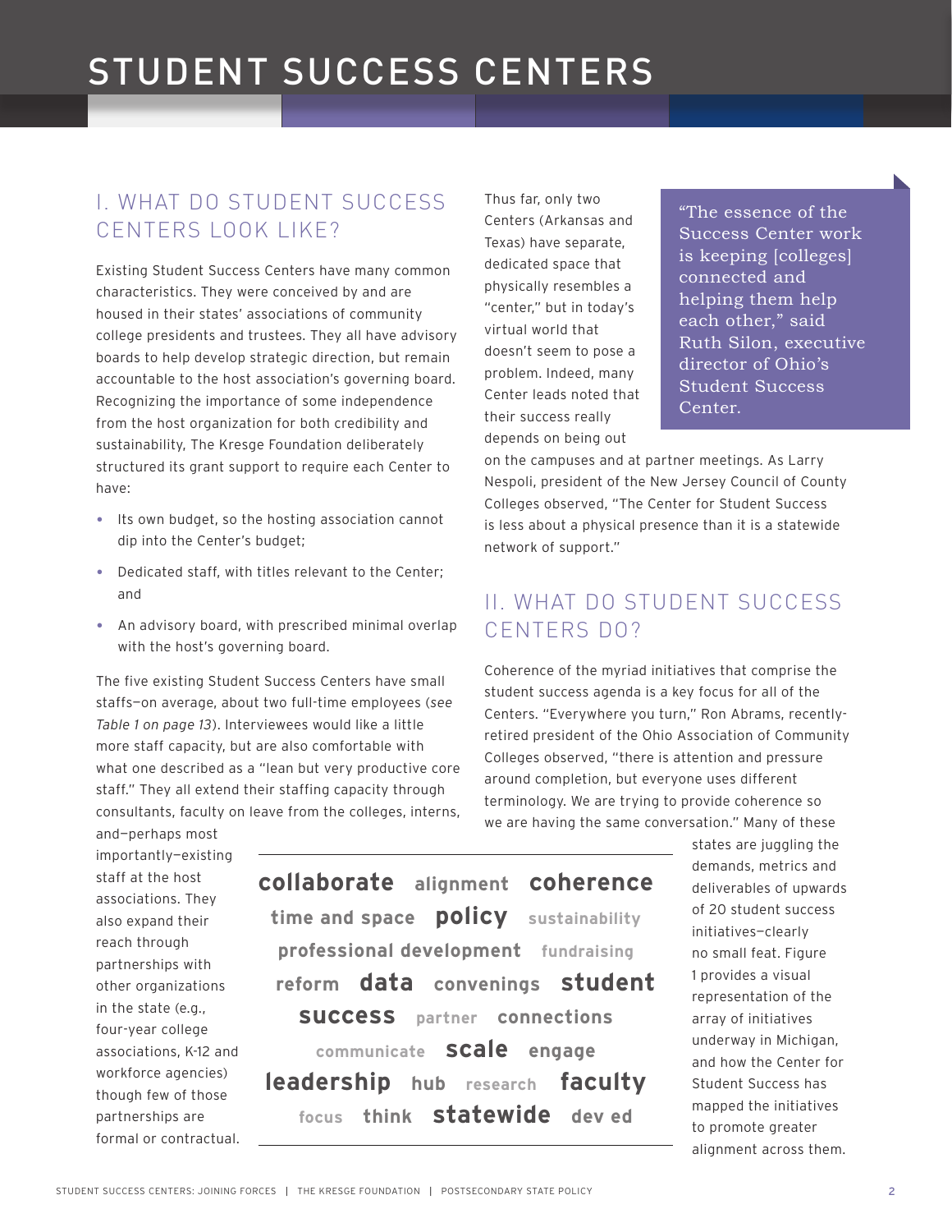# STUDENT SUCCESS CENTERS

## I. WHAT DO STUDENT SUCCESS CENTERS LOOK LIKE?

Existing Student Success Centers have many common characteristics. They were conceived by and are housed in their states' associations of community college presidents and trustees. They all have advisory boards to help develop strategic direction, but remain accountable to the host association's governing board. Recognizing the importance of some independence from the host organization for both credibility and sustainability, The Kresge Foundation deliberately structured its grant support to require each Center to have:

- Its own budget, so the hosting association cannot dip into the Center's budget;
- Dedicated staff, with titles relevant to the Center; and
- An advisory board, with prescribed minimal overlap with the host's governing board.

The five existing Student Success Centers have small staffs—on average, about two full-time employees (*see Table 1 on page 13*). Interviewees would like a little more staff capacity, but are also comfortable with what one described as a "lean but very productive core staff." They all extend their staffing capacity through consultants, faculty on leave from the colleges, interns, and—perhaps most importantly—existing staff at the host associations. They also expand their reach through partnerships with other organizations in the state (e.g., four-year college associations, K-12 and workforce agencies) though few of those partnerships are formal or contractual.

Thus far, only two Centers (Arkansas and Texas) have separate, dedicated space that physically resembles a "center," but in today's virtual world that doesn't seem to pose a problem. Indeed, many Center leads noted that their success really depends on being out on the campuses and at partner meetings. As Larry Nespoli, president of the New Jersey Council of County Colleges observed, "The Center for Student Success is less about a physical presence than it is a statewide network of support."

> "The essence of the Success Center work is keeping [colleges] connected and helping them help each other," said Ruth Silon, executive director of Ohio's Student Success Center.

## II. WHAT DO STUDENT SUCCESS CENTERS DO?

Coherence of the myriad initiatives that comprise the student success agenda is a key focus for all of the Centers. "Everywhere you turn," Ron Abrams, recently-retired president of the Ohio Association of Community Colleges observed, "there is attention and pressure around completion, but everyone uses different terminology. We are trying to provide coherence so we are having the same conversation." Many of these states are juggling the demands, metrics and deliverables of upwards of 20 student success initiatives—clearly no small feat. Figure 1 provides a visual representation of the array of initiatives underway in Michigan, and how the Center for Student Success has mapped the initiatives to promote greater alignment across them.

**collaborate** alignment **coherence** time and space **policy** sustainability professional development fundraising reform **data** convenings **student success** partner connections communicate **scale** engage **leadership** hub research **faculty** focus think **statewide** dev ed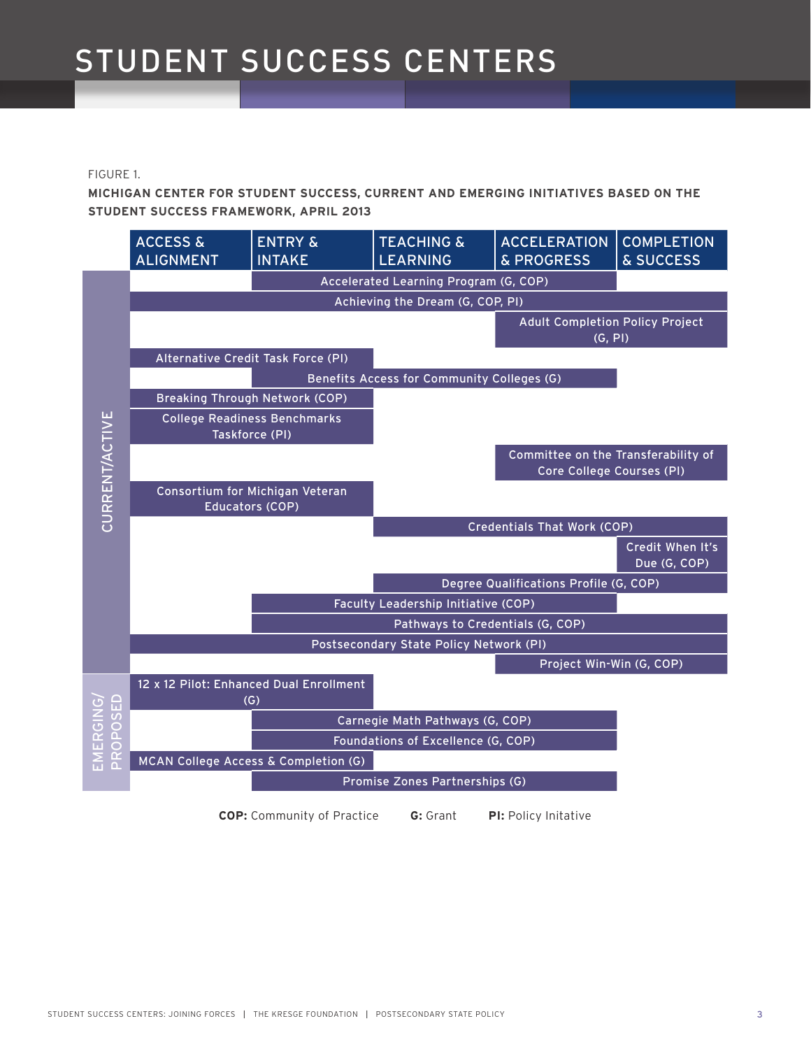# STUDENT SUCCESS CENTERS

FIGURE 1.

**MICHIGAN CENTER FOR STUDENT SUCCESS, CURRENT AND EMERGING INITIATIVES BASED ON THE STUDENT SUCCESS FRAMEWORK, APRIL 2013**

| Status | Initiative | Access & Alignment | Entry & Intake | Teaching & Learning | Acceleration & Progress | Completion & Success |
|---|---|---|---|---|---|---|
| Current/Active | Accelerated Learning Program (G, COP) | | X | X | X | |
| Current/Active | Achieving the Dream (G, COP, PI) | X | X | X | X | X |
| Current/Active | Adult Completion Policy Project (G, PI) | | | | X | X |
| Current/Active | Alternative Credit Task Force (PI) | X | X | | | |
| Current/Active | Benefits Access for Community Colleges (G) | | X | X | X | |
| Current/Active | Breaking Through Network (COP) | X | X | | | |
| Current/Active | College Readiness Benchmarks Taskforce (PI) | X | X | | | |
| Current/Active | Committee on the Transferability of Core College Courses (PI) | | | | X | X |
| Current/Active | Consortium for Michigan Veteran Educators (COP) | X | X | | | |
| Current/Active | Credentials That Work (COP) | | | X | X | X |
| Current/Active | Credit When It's Due (G, COP) | | | | | X |
| Current/Active | Degree Qualifications Profile (G, COP) | | | X | X | X |
| Current/Active | Faculty Leadership Initiative (COP) | | X | X | X | |
| Current/Active | Pathways to Credentials (G, COP) | | X | X | X | X |
| Current/Active | Postsecondary State Policy Network (PI) | X | X | X | X | X |
| Current/Active | Project Win-Win (G, COP) | | | | X | X |
| Emerging/Proposed | 12 x 12 Pilot: Enhanced Dual Enrollment (G) | X | X | | | |
| Emerging/Proposed | Carnegie Math Pathways (G, COP) | | X | X | X | |
| Emerging/Proposed | Foundations of Excellence (G, COP) | | X | X | X | |
| Emerging/Proposed | MCAN College Access & Completion (G) | X | X | | | |
| Emerging/Proposed | Promise Zones Partnerships (G) | | X | X | X | |

**COP:** Community of Practice  **G:** Grant  **PI:** Policy Initative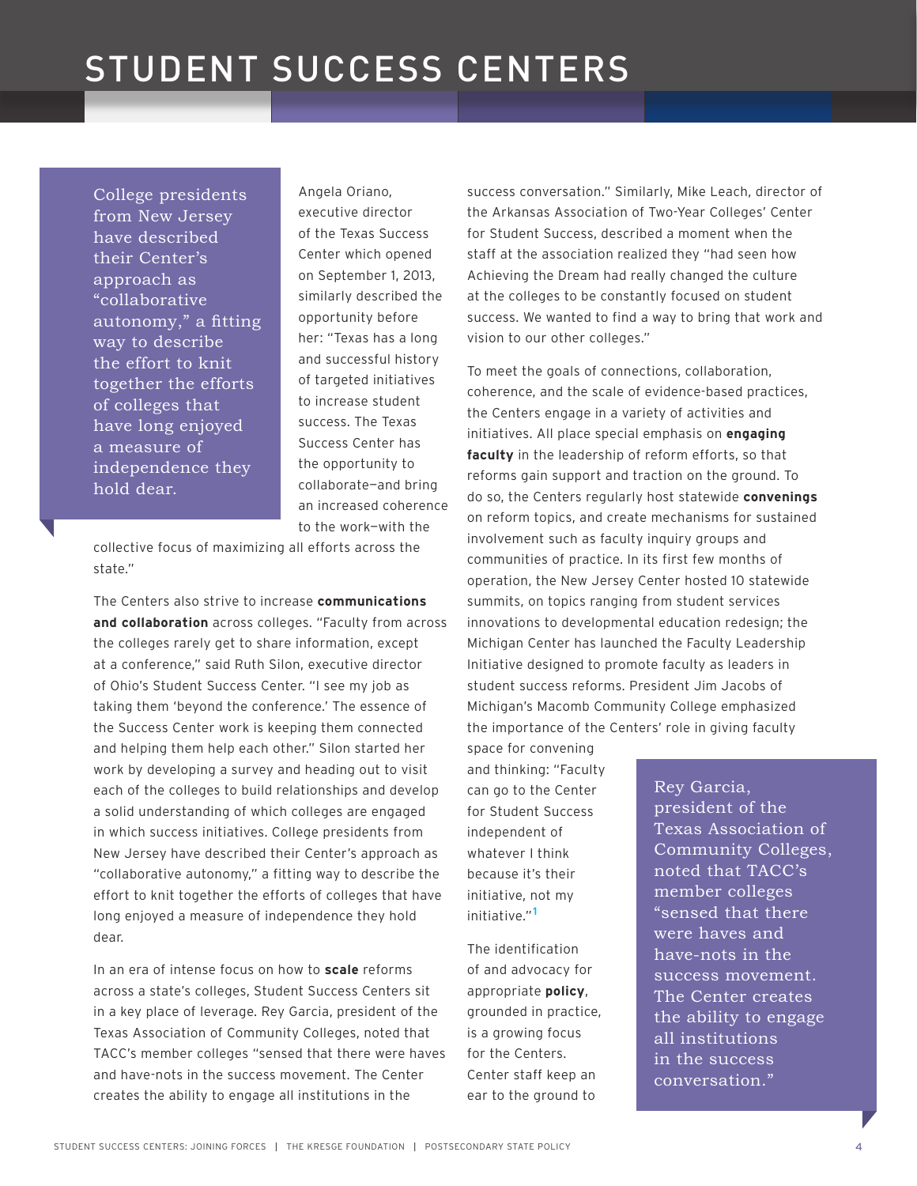# STUDENT SUCCESS CENTERS

> College presidents from New Jersey have described their Center's approach as "collaborative autonomy," a fitting way to describe the effort to knit together the efforts of colleges that have long enjoyed a measure of independence they hold dear.

Angela Oriano, executive director of the Texas Success Center which opened on September 1, 2013, similarly described the opportunity before her: "Texas has a long and successful history of targeted initiatives to increase student success. The Texas Success Center has the opportunity to collaborate—and bring an increased coherence to the work—with the collective focus of maximizing all efforts across the state."

The Centers also strive to increase **communications and collaboration** across colleges. "Faculty from across the colleges rarely get to share information, except at a conference," said Ruth Silon, executive director of Ohio's Student Success Center. "I see my job as taking them 'beyond the conference.' The essence of the Success Center work is keeping them connected and helping them help each other." Silon started her work by developing a survey and heading out to visit each of the colleges to build relationships and develop a solid understanding of which colleges are engaged in which success initiatives. College presidents from New Jersey have described their Center's approach as "collaborative autonomy," a fitting way to describe the effort to knit together the efforts of colleges that have long enjoyed a measure of independence they hold dear.

In an era of intense focus on how to **scale** reforms across a state's colleges, Student Success Centers sit in a key place of leverage. Rey Garcia, president of the Texas Association of Community Colleges, noted that TACC's member colleges "sensed that there were haves and have-nots in the success movement. The Center creates the ability to engage all institutions in the success conversation." Similarly, Mike Leach, director of the Arkansas Association of Two-Year Colleges' Center for Student Success, described a moment when the staff at the association realized they "had seen how Achieving the Dream had really changed the culture at the colleges to be constantly focused on student success. We wanted to find a way to bring that work and vision to our other colleges."

To meet the goals of connections, collaboration, coherence, and the scale of evidence-based practices, the Centers engage in a variety of activities and initiatives. All place special emphasis on **engaging faculty** in the leadership of reform efforts, so that reforms gain support and traction on the ground. To do so, the Centers regularly host statewide **convenings** on reform topics, and create mechanisms for sustained involvement such as faculty inquiry groups and communities of practice. In its first few months of operation, the New Jersey Center hosted 10 statewide summits, on topics ranging from student services innovations to developmental education redesign; the Michigan Center has launched the Faculty Leadership Initiative designed to promote faculty as leaders in student success reforms. President Jim Jacobs of Michigan's Macomb Community College emphasized the importance of the Centers' role in giving faculty space for convening and thinking: "Faculty can go to the Center for Student Success independent of whatever I think because it's their initiative, not my initiative."[1]

> Rey Garcia, president of the Texas Association of Community Colleges, noted that TACC's member colleges "sensed that there were haves and have-nots in the success movement. The Center creates the ability to engage all institutions in the success conversation."

The identification of and advocacy for appropriate **policy**, grounded in practice, is a growing focus for the Centers. Center staff keep an ear to the ground to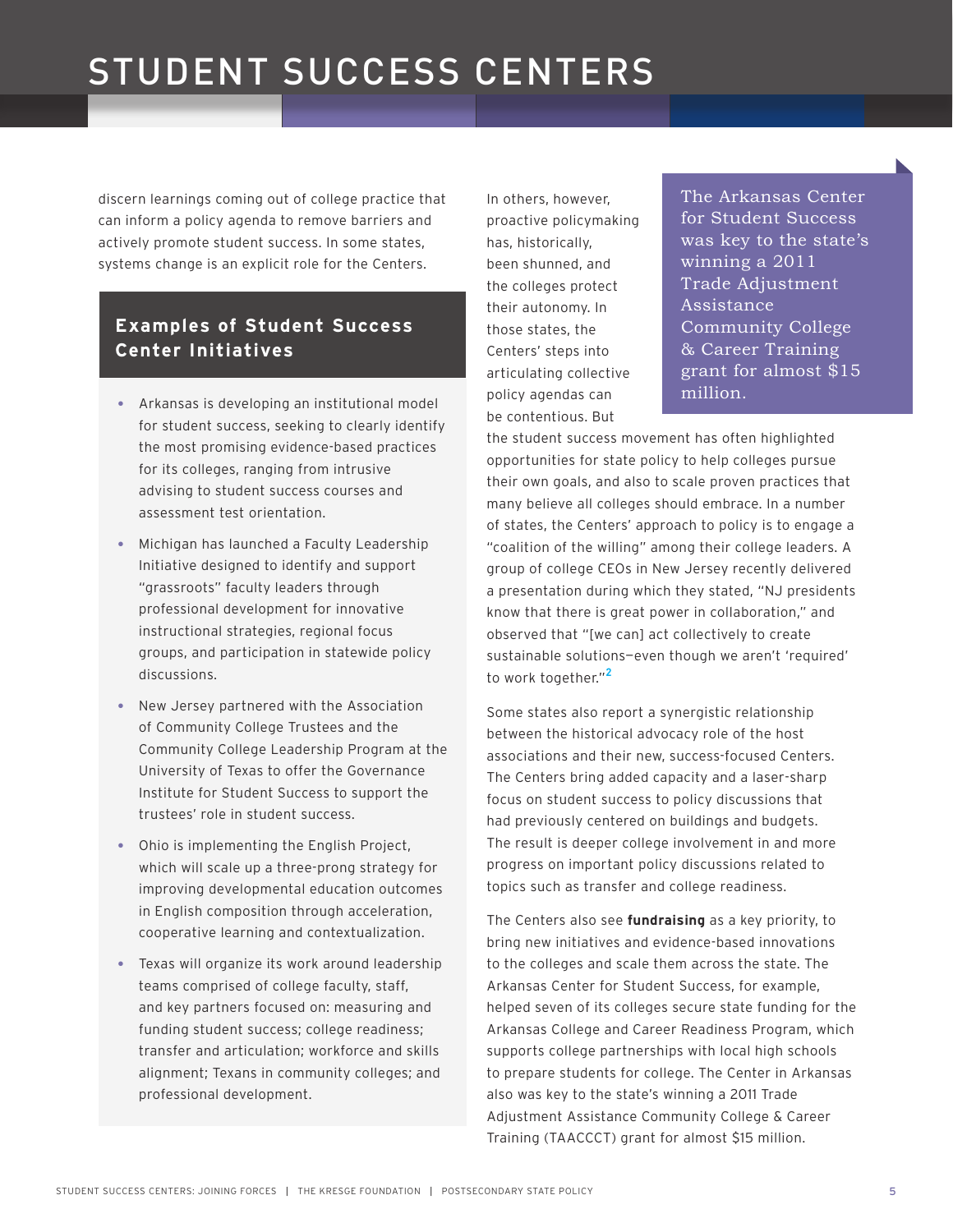# STUDENT SUCCESS CENTERS

discern learnings coming out of college practice that can inform a policy agenda to remove barriers and actively promote student success. In some states, systems change is an explicit role for the Centers.

In others, however, proactive policymaking has, historically, been shunned, and the colleges protect their autonomy. In those states, the Centers' steps into articulating collective policy agendas can be contentious. But the student success movement has often highlighted opportunities for state policy to help colleges pursue their own goals, and also to scale proven practices that many believe all colleges should embrace. In a number of states, the Centers' approach to policy is to engage a "coalition of the willing" among their college leaders. A group of college CEOs in New Jersey recently delivered a presentation during which they stated, "NJ presidents know that there is great power in collaboration," and observed that "[we can] act collectively to create sustainable solutions—even though we aren't 'required' to work together."[2]

> The Arkansas Center for Student Success was key to the state's winning a 2011 Trade Adjustment Assistance Community College & Career Training grant for almost $15 million.

Some states also report a synergistic relationship between the historical advocacy role of the host associations and their new, success-focused Centers. The Centers bring added capacity and a laser-sharp focus on student success to policy discussions that had previously centered on buildings and budgets. The result is deeper college involvement in and more progress on important policy discussions related to topics such as transfer and college readiness.

The Centers also see **fundraising** as a key priority, to bring new initiatives and evidence-based innovations to the colleges and scale them across the state. The Arkansas Center for Student Success, for example, helped seven of its colleges secure state funding for the Arkansas College and Career Readiness Program, which supports college partnerships with local high schools to prepare students for college. The Center in Arkansas also was key to the state's winning a 2011 Trade Adjustment Assistance Community College & Career Training (TAACCCT) grant for almost $15 million.

## Examples of Student Success Center Initiatives

- Arkansas is developing an institutional model for student success, seeking to clearly identify the most promising evidence-based practices for its colleges, ranging from intrusive advising to student success courses and assessment test orientation.
- Michigan has launched a Faculty Leadership Initiative designed to identify and support "grassroots" faculty leaders through professional development for innovative instructional strategies, regional focus groups, and participation in statewide policy discussions.
- New Jersey partnered with the Association of Community College Trustees and the Community College Leadership Program at the University of Texas to offer the Governance Institute for Student Success to support the trustees' role in student success.
- Ohio is implementing the English Project, which will scale up a three-prong strategy for improving developmental education outcomes in English composition through acceleration, cooperative learning and contextualization.
- Texas will organize its work around leadership teams comprised of college faculty, staff, and key partners focused on: measuring and funding student success; college readiness; transfer and articulation; workforce and skills alignment; Texans in community colleges; and professional development.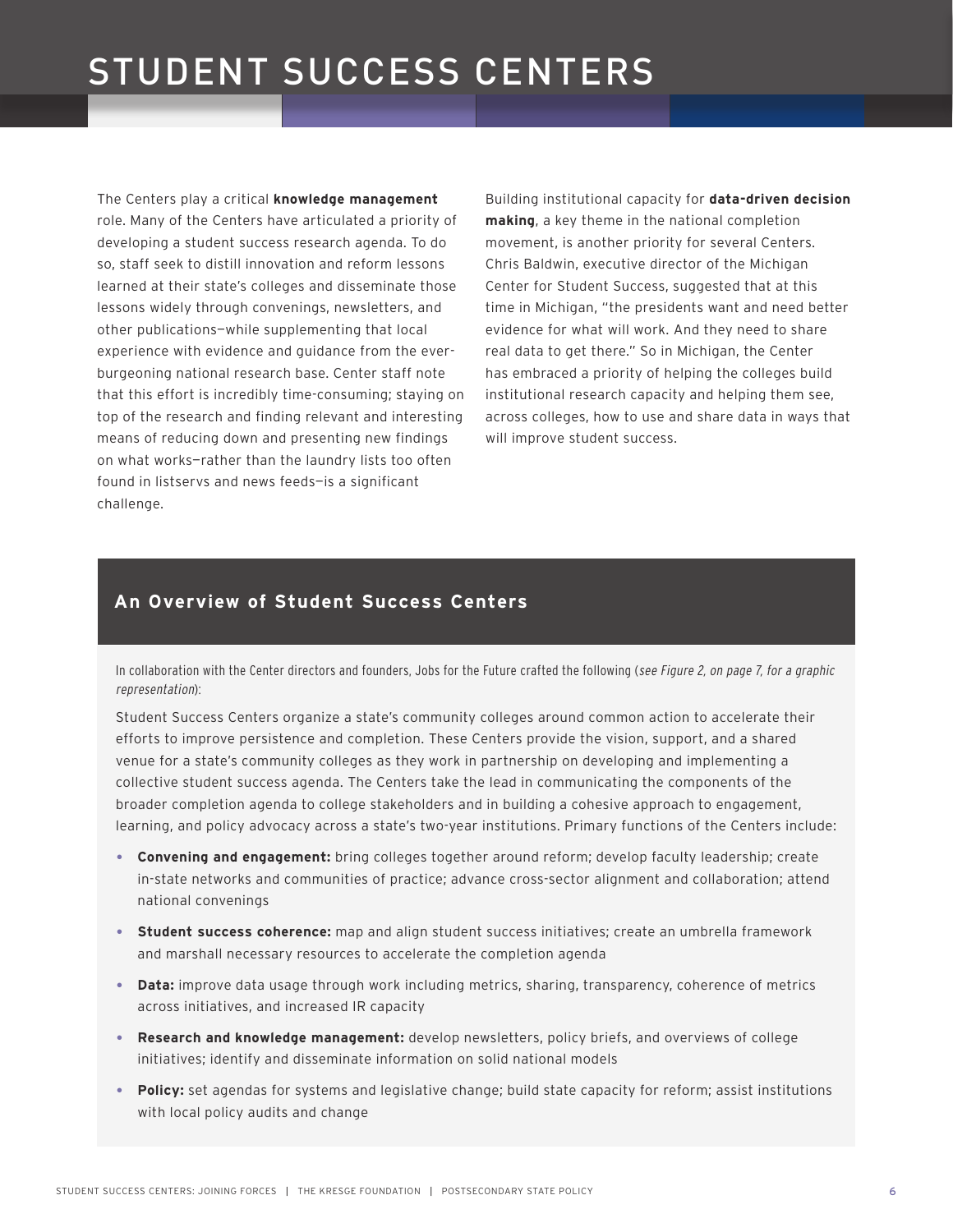# STUDENT SUCCESS CENTERS

The Centers play a critical **knowledge management** role. Many of the Centers have articulated a priority of developing a student success research agenda. To do so, staff seek to distill innovation and reform lessons learned at their state's colleges and disseminate those lessons widely through convenings, newsletters, and other publications—while supplementing that local experience with evidence and guidance from the ever-burgeoning national research base. Center staff note that this effort is incredibly time-consuming; staying on top of the research and finding relevant and interesting means of reducing down and presenting new findings on what works—rather than the laundry lists too often found in listservs and news feeds—is a significant challenge.

Building institutional capacity for **data-driven decision making**, a key theme in the national completion movement, is another priority for several Centers. Chris Baldwin, executive director of the Michigan Center for Student Success, suggested that at this time in Michigan, "the presidents want and need better evidence for what will work. And they need to share real data to get there." So in Michigan, the Center has embraced a priority of helping the colleges build institutional research capacity and helping them see, across colleges, how to use and share data in ways that will improve student success.

## An Overview of Student Success Centers

In collaboration with the Center directors and founders, Jobs for the Future crafted the following (*see Figure 2, on page 7, for a graphic representation*):

Student Success Centers organize a state's community colleges around common action to accelerate their efforts to improve persistence and completion. These Centers provide the vision, support, and a shared venue for a state's community colleges as they work in partnership on developing and implementing a collective student success agenda. The Centers take the lead in communicating the components of the broader completion agenda to college stakeholders and in building a cohesive approach to engagement, learning, and policy advocacy across a state's two-year institutions. Primary functions of the Centers include:

- **Convening and engagement:** bring colleges together around reform; develop faculty leadership; create in-state networks and communities of practice; advance cross-sector alignment and collaboration; attend national convenings
- **Student success coherence:** map and align student success initiatives; create an umbrella framework and marshall necessary resources to accelerate the completion agenda
- **Data:** improve data usage through work including metrics, sharing, transparency, coherence of metrics across initiatives, and increased IR capacity
- **Research and knowledge management:** develop newsletters, policy briefs, and overviews of college initiatives; identify and disseminate information on solid national models
- **Policy:** set agendas for systems and legislative change; build state capacity for reform; assist institutions with local policy audits and change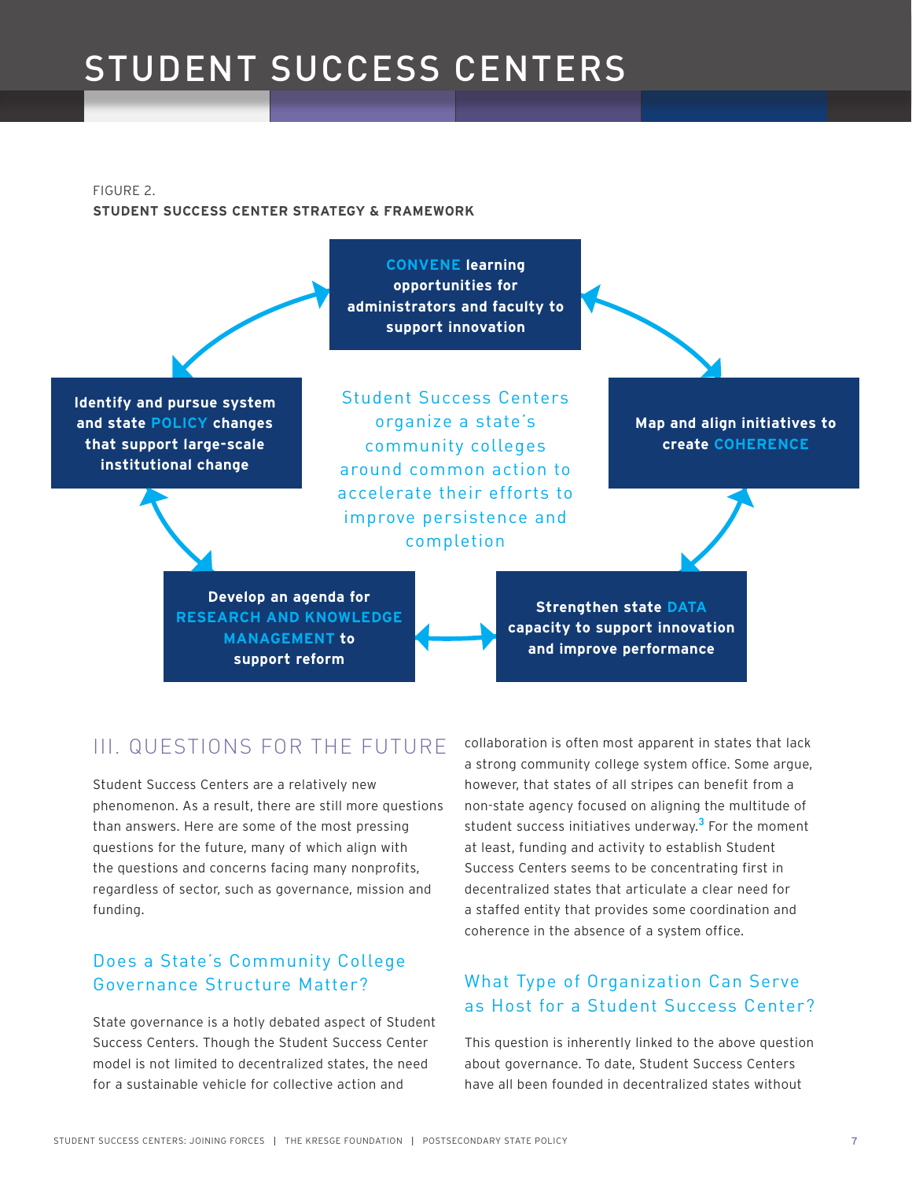# STUDENT SUCCESS CENTERS

FIGURE 2.
**STUDENT SUCCESS CENTER STRATEGY & FRAMEWORK**

**CONVENE learning opportunities for administrators and faculty to support innovation**

**Map and align initiatives to create COHERENCE**

**Strengthen state DATA capacity to support innovation and improve performance**

**Develop an agenda for RESEARCH AND KNOWLEDGE MANAGEMENT to support reform**

**Identify and pursue system and state POLICY changes that support large-scale institutional change**

Student Success Centers organize a state's community colleges around common action to accelerate their efforts to improve persistence and completion

## III. QUESTIONS FOR THE FUTURE

Student Success Centers are a relatively new phenomenon. As a result, there are still more questions than answers. Here are some of the most pressing questions for the future, many of which align with the questions and concerns facing many nonprofits, regardless of sector, such as governance, mission and funding.

### Does a State's Community College Governance Structure Matter?

State governance is a hotly debated aspect of Student Success Centers. Though the Student Success Center model is not limited to decentralized states, the need for a sustainable vehicle for collective action and collaboration is often most apparent in states that lack a strong community college system office. Some argue, however, that states of all stripes can benefit from a non-state agency focused on aligning the multitude of student success initiatives underway.[3] For the moment at least, funding and activity to establish Student Success Centers seems to be concentrating first in decentralized states that articulate a clear need for a staffed entity that provides some coordination and coherence in the absence of a system office.

### What Type of Organization Can Serve as Host for a Student Success Center?

This question is inherently linked to the above question about governance. To date, Student Success Centers have all been founded in decentralized states without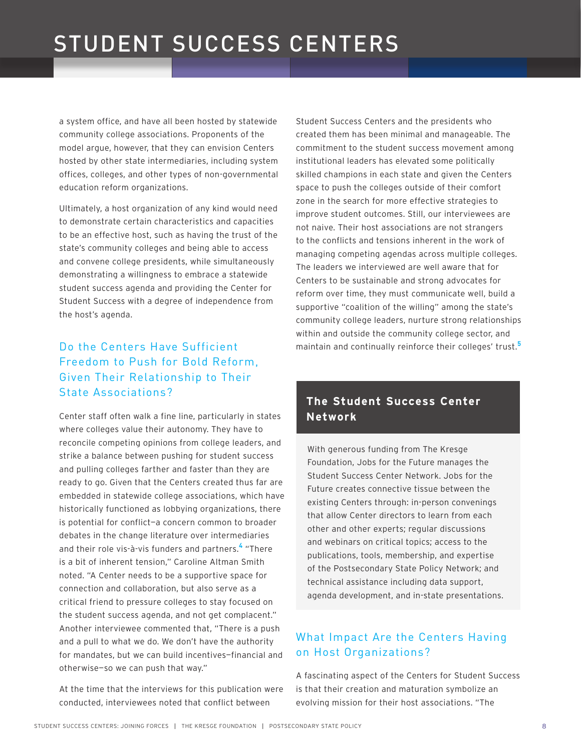a system office, and have all been hosted by statewide community college associations. Proponents of the model argue, however, that they can envision Centers hosted by other state intermediaries, including system offices, colleges, and other types of non-governmental education reform organizations.

Ultimately, a host organization of any kind would need to demonstrate certain characteristics and capacities to be an effective host, such as having the trust of the state's community colleges and being able to access and convene college presidents, while simultaneously demonstrating a willingness to embrace a statewide student success agenda and providing the Center for Student Success with a degree of independence from the host's agenda.

## Do the Centers Have Sufficient Freedom to Push for Bold Reform, Given Their Relationship to Their State Associations?

Center staff often walk a fine line, particularly in states where colleges value their autonomy. They have to reconcile competing opinions from college leaders, and strike a balance between pushing for student success and pulling colleges farther and faster than they are ready to go. Given that the Centers created thus far are embedded in statewide college associations, which have historically functioned as lobbying organizations, there is potential for conflict—a concern common to broader debates in the change literature over intermediaries and their role vis-à-vis funders and partners.[4] "There is a bit of inherent tension," Caroline Altman Smith noted. "A Center needs to be a supportive space for connection and collaboration, but also serve as a critical friend to pressure colleges to stay focused on the student success agenda, and not get complacent." Another interviewee commented that, "There is a push and a pull to what we do. We don't have the authority for mandates, but we can build incentives—financial and otherwise—so we can push that way."

At the time that the interviews for this publication were conducted, interviewees noted that conflict between Student Success Centers and the presidents who created them has been minimal and manageable. The commitment to the student success movement among institutional leaders has elevated some politically skilled champions in each state and given the Centers space to push the colleges outside of their comfort zone in the search for more effective strategies to improve student outcomes. Still, our interviewees are not naive. Their host associations are not strangers to the conflicts and tensions inherent in the work of managing competing agendas across multiple colleges. The leaders we interviewed are well aware that for Centers to be sustainable and strong advocates for reform over time, they must communicate well, build a supportive "coalition of the willing" among the state's community college leaders, nurture strong relationships within and outside the community college sector, and maintain and continually reinforce their colleges' trust.[5]

### The Student Success Center Network

With generous funding from The Kresge Foundation, Jobs for the Future manages the Student Success Center Network. Jobs for the Future creates connective tissue between the existing Centers through: in-person convenings that allow Center directors to learn from each other and other experts; regular discussions and webinars on critical topics; access to the publications, tools, membership, and expertise of the Postsecondary State Policy Network; and technical assistance including data support, agenda development, and in-state presentations.

## What Impact Are the Centers Having on Host Organizations?

A fascinating aspect of the Centers for Student Success is that their creation and maturation symbolize an evolving mission for their host associations. "The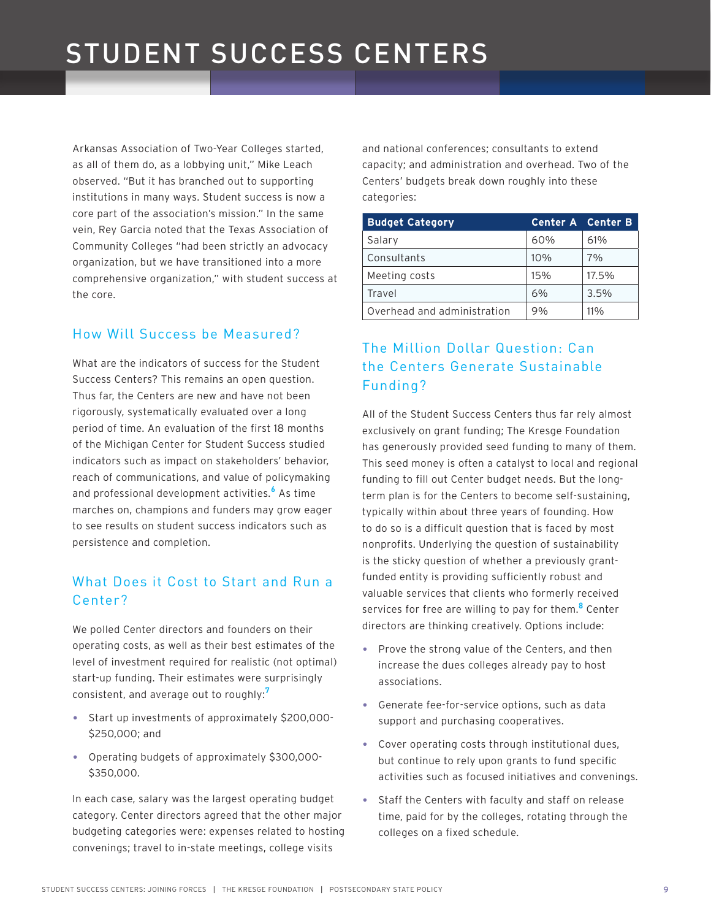# STUDENT SUCCESS CENTERS

Arkansas Association of Two-Year Colleges started, as all of them do, as a lobbying unit," Mike Leach observed. "But it has branched out to supporting institutions in many ways. Student success is now a core part of the association's mission." In the same vein, Rey Garcia noted that the Texas Association of Community Colleges "had been strictly an advocacy organization, but we have transitioned into a more comprehensive organization," with student success at the core.

## How Will Success be Measured?

What are the indicators of success for the Student Success Centers? This remains an open question. Thus far, the Centers are new and have not been rigorously, systematically evaluated over a long period of time. An evaluation of the first 18 months of the Michigan Center for Student Success studied indicators such as impact on stakeholders' behavior, reach of communications, and value of policymaking and professional development activities.[6] As time marches on, champions and funders may grow eager to see results on student success indicators such as persistence and completion.

## What Does it Cost to Start and Run a Center?

We polled Center directors and founders on their operating costs, as well as their best estimates of the level of investment required for realistic (not optimal) start-up funding. Their estimates were surprisingly consistent, and average out to roughly:[7]

- Start up investments of approximately $200,000-$250,000; and
- Operating budgets of approximately $300,000-$350,000.

In each case, salary was the largest operating budget category. Center directors agreed that the other major budgeting categories were: expenses related to hosting convenings; travel to in-state meetings, college visits and national conferences; consultants to extend capacity; and administration and overhead. Two of the Centers' budgets break down roughly into these categories:

| Budget Category | Center A | Center B |
|---|---|---|
| Salary | 60% | 61% |
| Consultants | 10% | 7% |
| Meeting costs | 15% | 17.5% |
| Travel | 6% | 3.5% |
| Overhead and administration | 9% | 11% |

## The Million Dollar Question: Can the Centers Generate Sustainable Funding?

All of the Student Success Centers thus far rely almost exclusively on grant funding; The Kresge Foundation has generously provided seed funding to many of them. This seed money is often a catalyst to local and regional funding to fill out Center budget needs. But the long-term plan is for the Centers to become self-sustaining, typically within about three years of founding. How to do so is a difficult question that is faced by most nonprofits. Underlying the question of sustainability is the sticky question of whether a previously grant-funded entity is providing sufficiently robust and valuable services that clients who formerly received services for free are willing to pay for them.[8] Center directors are thinking creatively. Options include:

- Prove the strong value of the Centers, and then increase the dues colleges already pay to host associations.
- Generate fee-for-service options, such as data support and purchasing cooperatives.
- Cover operating costs through institutional dues, but continue to rely upon grants to fund specific activities such as focused initiatives and convenings.
- Staff the Centers with faculty and staff on release time, paid for by the colleges, rotating through the colleges on a fixed schedule.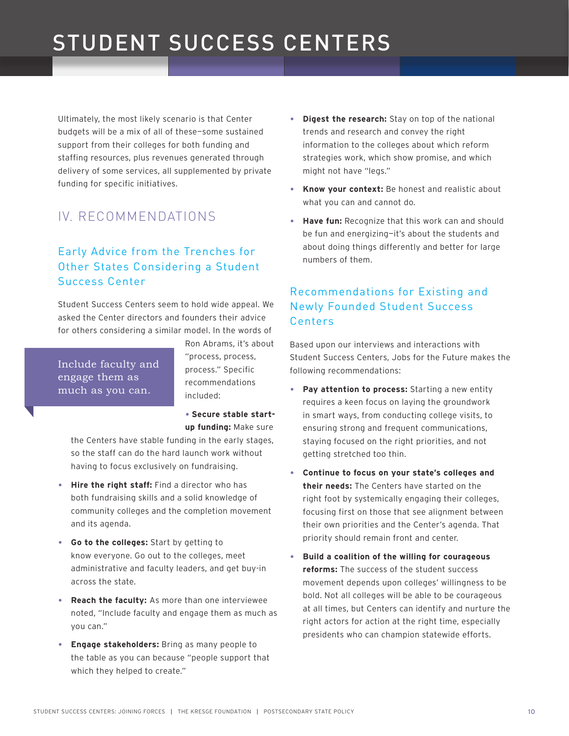# STUDENT SUCCESS CENTERS

Ultimately, the most likely scenario is that Center budgets will be a mix of all of these—some sustained support from their colleges for both funding and staffing resources, plus revenues generated through delivery of some services, all supplemented by private funding for specific initiatives.

## IV. RECOMMENDATIONS

### Early Advice from the Trenches for Other States Considering a Student Success Center

Student Success Centers seem to hold wide appeal. We asked the Center directors and founders their advice for others considering a similar model. In the words of Ron Abrams, it's about "process, process, process." Specific recommendations included:

> Include faculty and engage them as much as you can.

- **Secure stable start-up funding:** Make sure the Centers have stable funding in the early stages, so the staff can do the hard launch work without having to focus exclusively on fundraising.
- **Hire the right staff:** Find a director who has both fundraising skills and a solid knowledge of community colleges and the completion movement and its agenda.
- **Go to the colleges:** Start by getting to know everyone. Go out to the colleges, meet administrative and faculty leaders, and get buy-in across the state.
- **Reach the faculty:** As more than one interviewee noted, "Include faculty and engage them as much as you can."
- **Engage stakeholders:** Bring as many people to the table as you can because "people support that which they helped to create."
- **Digest the research:** Stay on top of the national trends and research and convey the right information to the colleges about which reform strategies work, which show promise, and which might not have "legs."
- **Know your context:** Be honest and realistic about what you can and cannot do.
- **Have fun:** Recognize that this work can and should be fun and energizing—it's about the students and about doing things differently and better for large numbers of them.

### Recommendations for Existing and Newly Founded Student Success Centers

Based upon our interviews and interactions with Student Success Centers, Jobs for the Future makes the following recommendations:

- **Pay attention to process:** Starting a new entity requires a keen focus on laying the groundwork in smart ways, from conducting college visits, to ensuring strong and frequent communications, staying focused on the right priorities, and not getting stretched too thin.
- **Continue to focus on your state's colleges and their needs:** The Centers have started on the right foot by systemically engaging their colleges, focusing first on those that see alignment between their own priorities and the Center's agenda. That priority should remain front and center.
- **Build a coalition of the willing for courageous reforms:** The success of the student success movement depends upon colleges' willingness to be bold. Not all colleges will be able to be courageous at all times, but Centers can identify and nurture the right actors for action at the right time, especially presidents who can champion statewide efforts.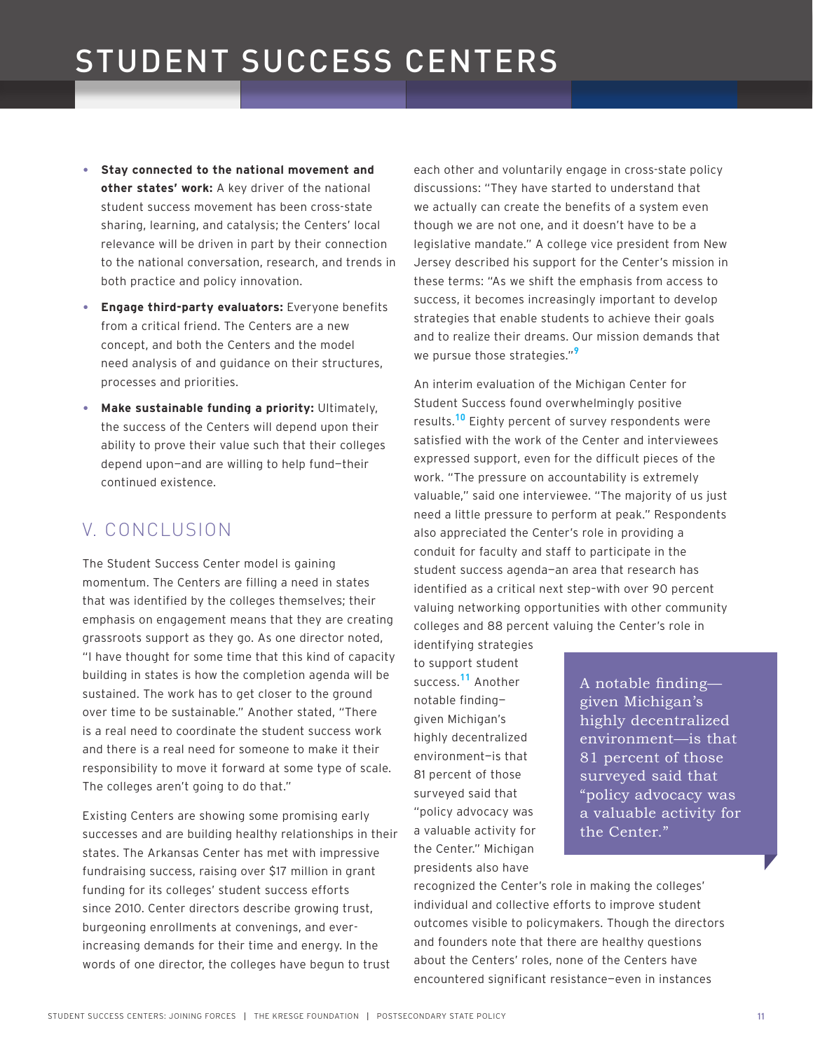- **Stay connected to the national movement and other states' work:** A key driver of the national student success movement has been cross-state sharing, learning, and catalysis; the Centers' local relevance will be driven in part by their connection to the national conversation, research, and trends in both practice and policy innovation.
- **Engage third-party evaluators:** Everyone benefits from a critical friend. The Centers are a new concept, and both the Centers and the model need analysis of and guidance on their structures, processes and priorities.
- **Make sustainable funding a priority:** Ultimately, the success of the Centers will depend upon their ability to prove their value such that their colleges depend upon—and are willing to help fund—their continued existence.

## V. CONCLUSION

The Student Success Center model is gaining momentum. The Centers are filling a need in states that was identified by the colleges themselves; their emphasis on engagement means that they are creating grassroots support as they go. As one director noted, "I have thought for some time that this kind of capacity building in states is how the completion agenda will be sustained. The work has to get closer to the ground over time to be sustainable." Another stated, "There is a real need to coordinate the student success work and there is a real need for someone to make it their responsibility to move it forward at some type of scale. The colleges aren't going to do that."

Existing Centers are showing some promising early successes and are building healthy relationships in their states. The Arkansas Center has met with impressive fundraising success, raising over $17 million in grant funding for its colleges' student success efforts since 2010. Center directors describe growing trust, burgeoning enrollments at convenings, and ever-increasing demands for their time and energy. In the words of one director, the colleges have begun to trust each other and voluntarily engage in cross-state policy discussions: "They have started to understand that we actually can create the benefits of a system even though we are not one, and it doesn't have to be a legislative mandate." A college vice president from New Jersey described his support for the Center's mission in these terms: "As we shift the emphasis from access to success, it becomes increasingly important to develop strategies that enable students to achieve their goals and to realize their dreams. Our mission demands that we pursue those strategies."[9]

An interim evaluation of the Michigan Center for Student Success found overwhelmingly positive results.[10] Eighty percent of survey respondents were satisfied with the work of the Center and interviewees expressed support, even for the difficult pieces of the work. "The pressure on accountability is extremely valuable," said one interviewee. "The majority of us just need a little pressure to perform at peak." Respondents also appreciated the Center's role in providing a conduit for faculty and staff to participate in the student success agenda—an area that research has identified as a critical next step—with over 90 percent valuing networking opportunities with other community colleges and 88 percent valuing the Center's role in identifying strategies to support student success.[11] Another notable finding—given Michigan's highly decentralized environment—is that 81 percent of those surveyed said that "policy advocacy was a valuable activity for the Center." Michigan presidents also have recognized the Center's role in making the colleges' individual and collective efforts to improve student outcomes visible to policymakers. Though the directors and founders note that there are healthy questions about the Centers' roles, none of the Centers have encountered significant resistance—even in instances

> A notable finding—given Michigan's highly decentralized environment—is that 81 percent of those surveyed said that "policy advocacy was a valuable activity for the Center."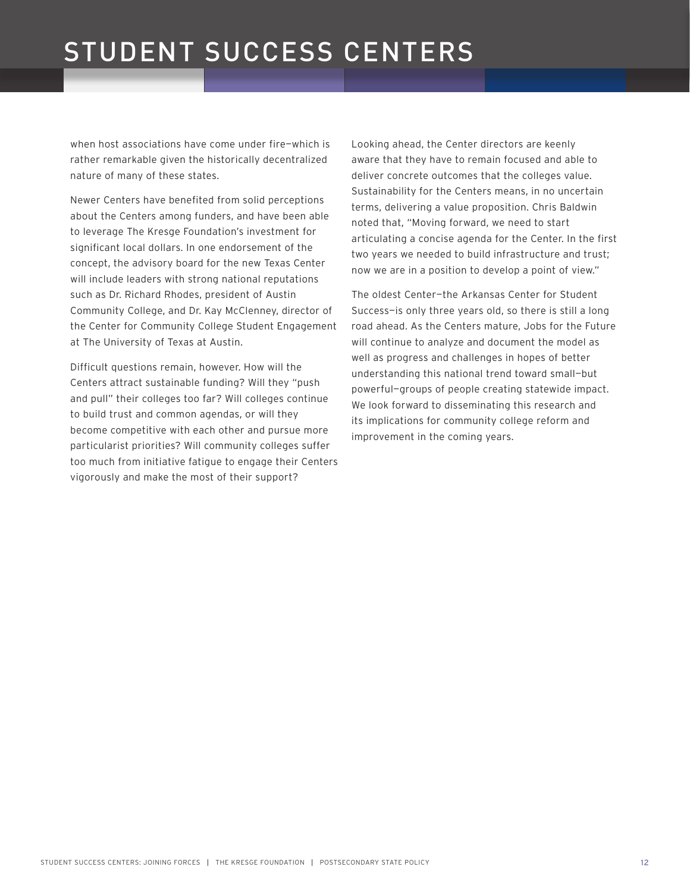# STUDENT SUCCESS CENTERS

when host associations have come under fire—which is rather remarkable given the historically decentralized nature of many of these states.

Newer Centers have benefited from solid perceptions about the Centers among funders, and have been able to leverage The Kresge Foundation's investment for significant local dollars. In one endorsement of the concept, the advisory board for the new Texas Center will include leaders with strong national reputations such as Dr. Richard Rhodes, president of Austin Community College, and Dr. Kay McClenney, director of the Center for Community College Student Engagement at The University of Texas at Austin.

Difficult questions remain, however. How will the Centers attract sustainable funding? Will they "push and pull" their colleges too far? Will colleges continue to build trust and common agendas, or will they become competitive with each other and pursue more particularist priorities? Will community colleges suffer too much from initiative fatigue to engage their Centers vigorously and make the most of their support?

Looking ahead, the Center directors are keenly aware that they have to remain focused and able to deliver concrete outcomes that the colleges value. Sustainability for the Centers means, in no uncertain terms, delivering a value proposition. Chris Baldwin noted that, "Moving forward, we need to start articulating a concise agenda for the Center. In the first two years we needed to build infrastructure and trust; now we are in a position to develop a point of view."

The oldest Center—the Arkansas Center for Student Success—is only three years old, so there is still a long road ahead. As the Centers mature, Jobs for the Future will continue to analyze and document the model as well as progress and challenges in hopes of better understanding this national trend toward small—but powerful—groups of people creating statewide impact. We look forward to disseminating this research and its implications for community college reform and improvement in the coming years.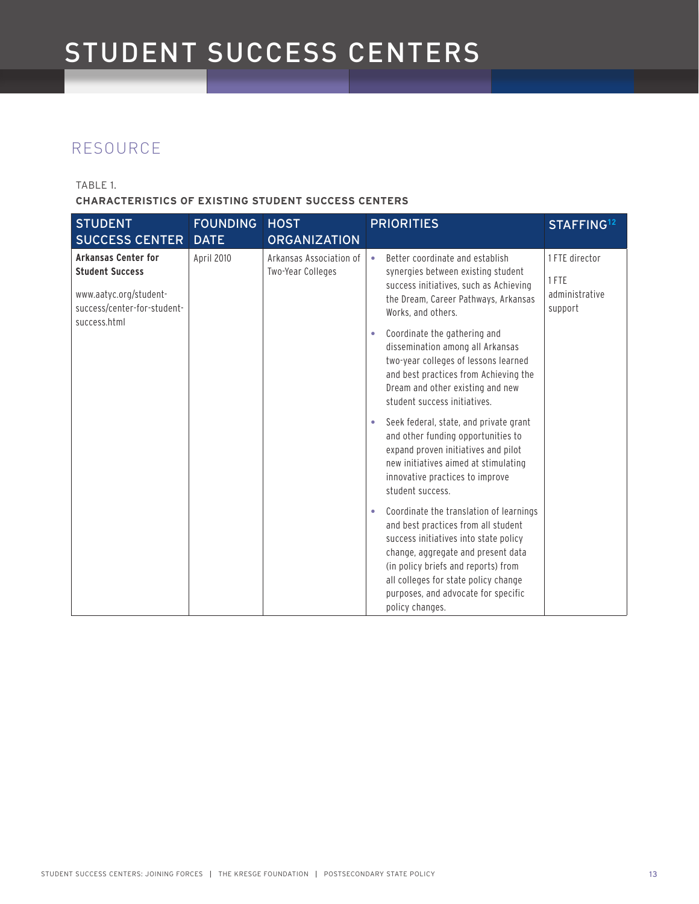# STUDENT SUCCESS CENTERS

## RESOURCE

TABLE 1.

**CHARACTERISTICS OF EXISTING STUDENT SUCCESS CENTERS**

| STUDENT SUCCESS CENTER | FOUNDING DATE | HOST ORGANIZATION | PRIORITIES | STAFFING[12] |
|---|---|---|---|---|
| **Arkansas Center for Student Success**<br><br>www.aatyc.org/student-success/center-for-student-success.html | April 2010 | Arkansas Association of Two-Year Colleges | • Better coordinate and establish synergies between existing student success initiatives, such as Achieving the Dream, Career Pathways, Arkansas Works, and others.<br><br>• Coordinate the gathering and dissemination among all Arkansas two-year colleges of lessons learned and best practices from Achieving the Dream and other existing and new student success initiatives.<br><br>• Seek federal, state, and private grant and other funding opportunities to expand proven initiatives and pilot new initiatives aimed at stimulating innovative practices to improve student success.<br><br>• Coordinate the translation of learnings and best practices from all student success initiatives into state policy change, aggregate and present data (in policy briefs and reports) from all colleges for state policy change purposes, and advocate for specific policy changes. | 1 FTE director<br><br>1 FTE administrative support |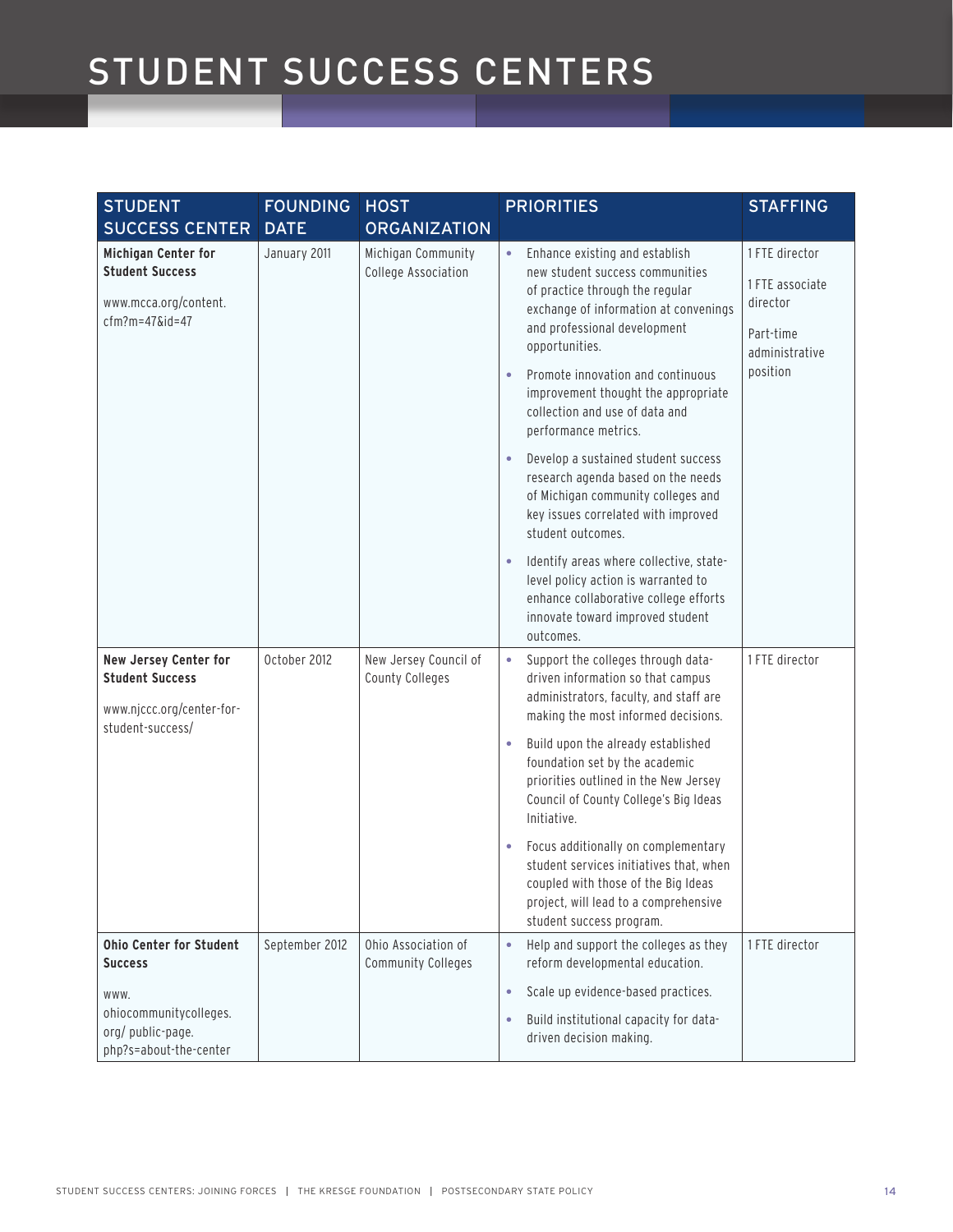# STUDENT SUCCESS CENTERS

| STUDENT SUCCESS CENTER | FOUNDING DATE | HOST ORGANIZATION | PRIORITIES | STAFFING |
|---|---|---|---|---|
| **Michigan Center for Student Success**<br><br>www.mcca.org/content.cfm?m=47&id=47 | January 2011 | Michigan Community College Association | • Enhance existing and establish new student success communities of practice through the regular exchange of information at convenings and professional development opportunities.<br>• Promote innovation and continuous improvement thought the appropriate collection and use of data and performance metrics.<br>• Develop a sustained student success research agenda based on the needs of Michigan community colleges and key issues correlated with improved student outcomes.<br>• Identify areas where collective, state-level policy action is warranted to enhance collaborative college efforts innovate toward improved student outcomes. | 1 FTE director<br><br>1 FTE associate director<br><br>Part-time administrative position |
| **New Jersey Center for Student Success**<br><br>www.njccc.org/center-for-student-success/ | October 2012 | New Jersey Council of County Colleges | • Support the colleges through data-driven information so that campus administrators, faculty, and staff are making the most informed decisions.<br>• Build upon the already established foundation set by the academic priorities outlined in the New Jersey Council of County College's Big Ideas Initiative.<br>• Focus additionally on complementary student services initiatives that, when coupled with those of the Big Ideas project, will lead to a comprehensive student success program. | 1 FTE director |
| **Ohio Center for Student Success**<br><br>www.ohiocommunitycolleges.org/ public-page.php?s=about-the-center | September 2012 | Ohio Association of Community Colleges | • Help and support the colleges as they reform developmental education.<br>• Scale up evidence-based practices.<br>• Build institutional capacity for data-driven decision making. | 1 FTE director |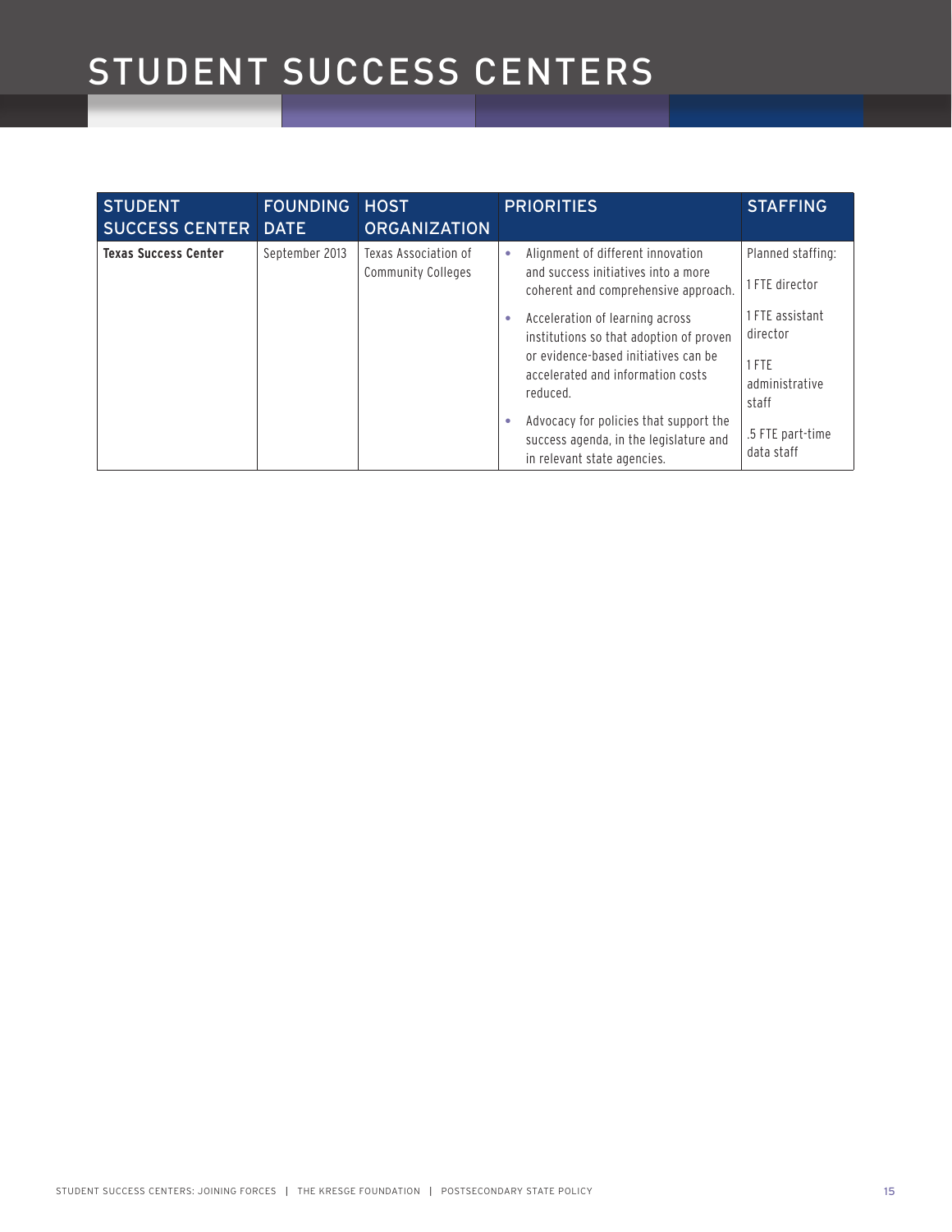# STUDENT SUCCESS CENTERS

| STUDENT SUCCESS CENTER | FOUNDING DATE | HOST ORGANIZATION | PRIORITIES | STAFFING |
|---|---|---|---|---|
| **Texas Success Center** | September 2013 | Texas Association of Community Colleges | • Alignment of different innovation and success initiatives into a more coherent and comprehensive approach.<br>• Acceleration of learning across institutions so that adoption of proven or evidence-based initiatives can be accelerated and information costs reduced.<br>• Advocacy for policies that support the success agenda, in the legislature and in relevant state agencies. | Planned staffing:<br>1 FTE director<br>1 FTE assistant director<br>1 FTE administrative staff<br>.5 FTE part-time data staff |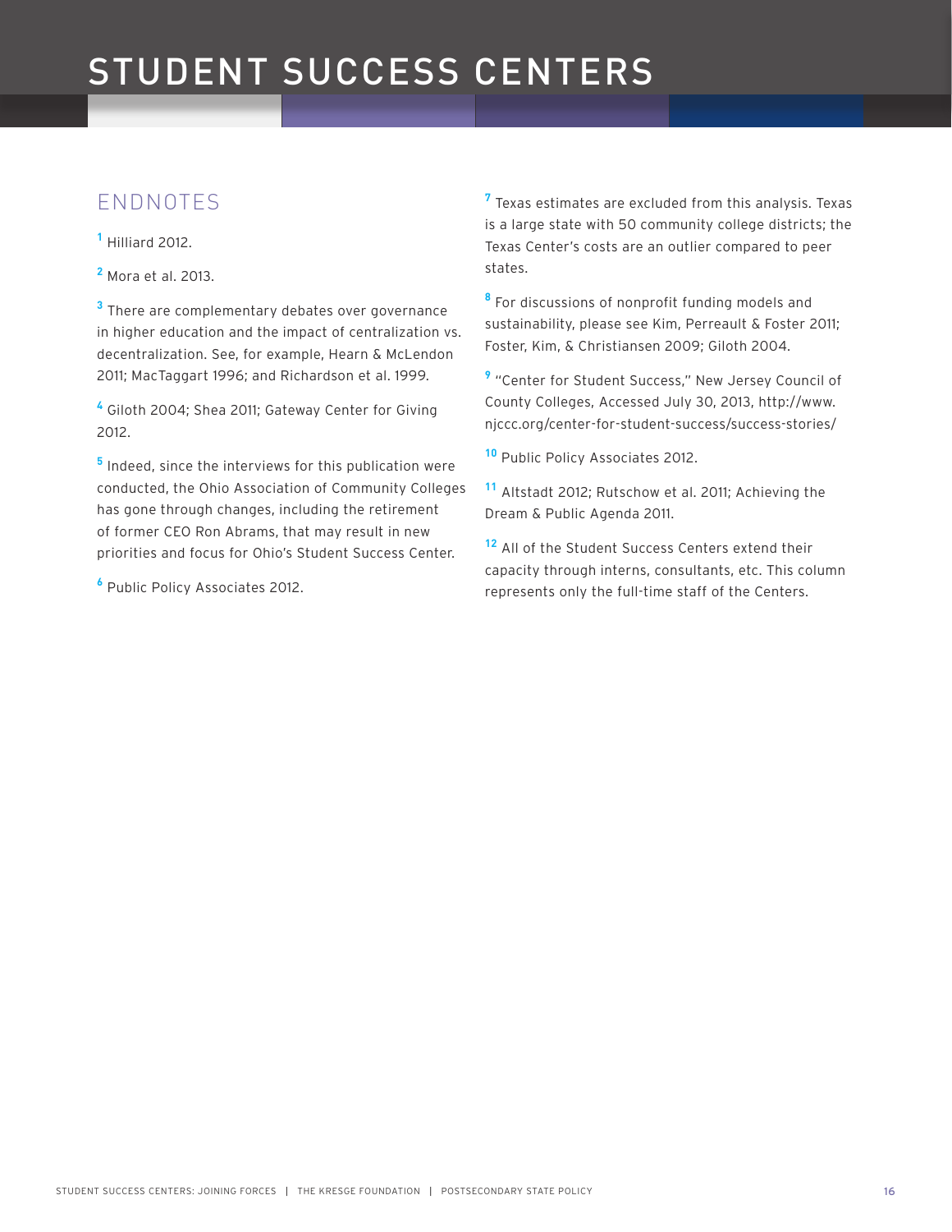## ENDNOTES

[1] Hilliard 2012.

[2] Mora et al. 2013.

[3] There are complementary debates over governance in higher education and the impact of centralization vs. decentralization. See, for example, Hearn & McLendon 2011; MacTaggart 1996; and Richardson et al. 1999.

[4] Giloth 2004; Shea 2011; Gateway Center for Giving 2012.

[5] Indeed, since the interviews for this publication were conducted, the Ohio Association of Community Colleges has gone through changes, including the retirement of former CEO Ron Abrams, that may result in new priorities and focus for Ohio's Student Success Center.

[6] Public Policy Associates 2012.

[7] Texas estimates are excluded from this analysis. Texas is a large state with 50 community college districts; the Texas Center's costs are an outlier compared to peer states.

[8] For discussions of nonprofit funding models and sustainability, please see Kim, Perreault & Foster 2011; Foster, Kim, & Christiansen 2009; Giloth 2004.

[9] "Center for Student Success," New Jersey Council of County Colleges, Accessed July 30, 2013, http://www.njccc.org/center-for-student-success/success-stories/

[10] Public Policy Associates 2012.

[11] Altstadt 2012; Rutschow et al. 2011; Achieving the Dream & Public Agenda 2011.

[12] All of the Student Success Centers extend their capacity through interns, consultants, etc. This column represents only the full-time staff of the Centers.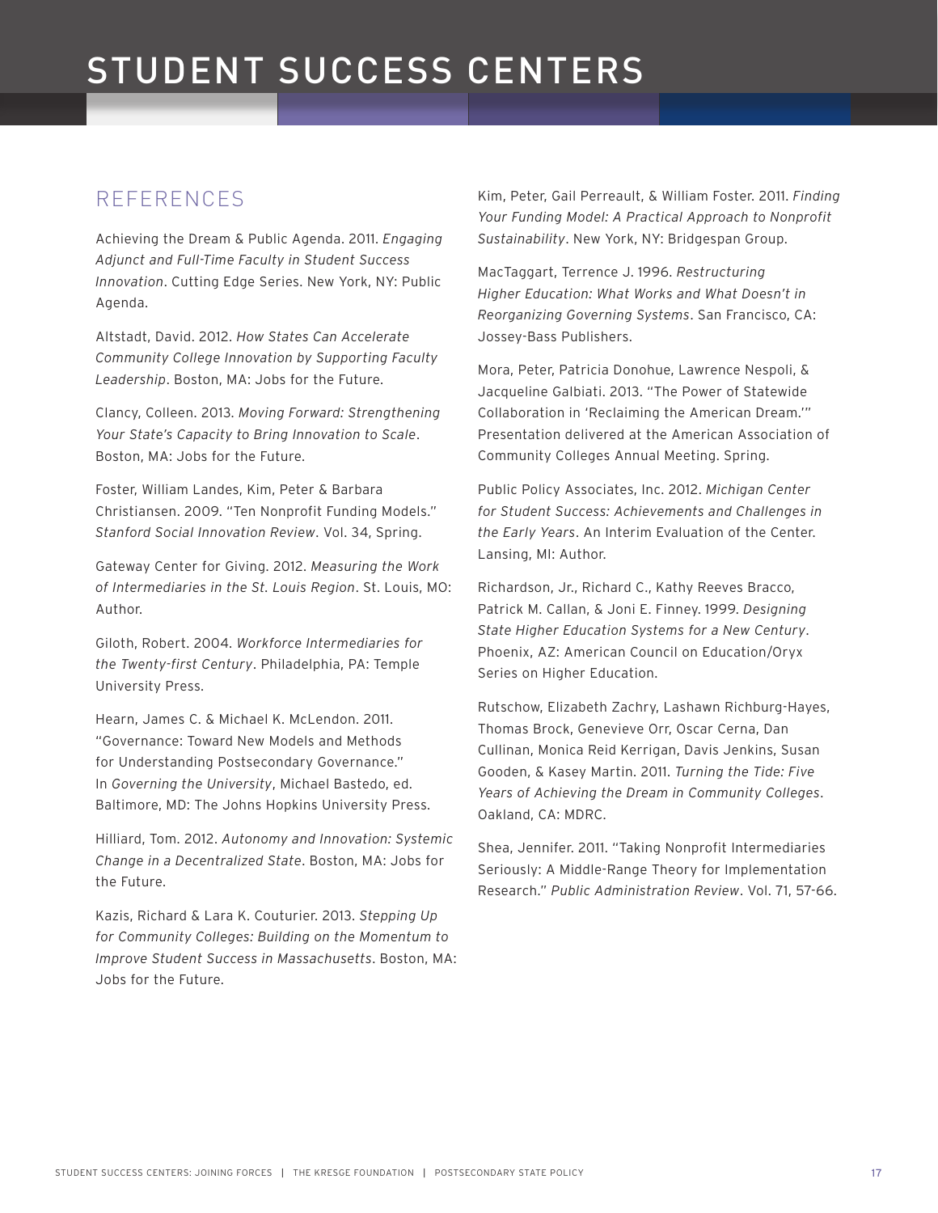## REFERENCES

Achieving the Dream & Public Agenda. 2011. *Engaging Adjunct and Full-Time Faculty in Student Success Innovation*. Cutting Edge Series. New York, NY: Public Agenda.

Altstadt, David. 2012. *How States Can Accelerate Community College Innovation by Supporting Faculty Leadership*. Boston, MA: Jobs for the Future.

Clancy, Colleen. 2013. *Moving Forward: Strengthening Your State's Capacity to Bring Innovation to Scale*. Boston, MA: Jobs for the Future.

Foster, William Landes, Kim, Peter & Barbara Christiansen. 2009. "Ten Nonprofit Funding Models." *Stanford Social Innovation Review*. Vol. 34, Spring.

Gateway Center for Giving. 2012. *Measuring the Work of Intermediaries in the St. Louis Region*. St. Louis, MO: Author.

Giloth, Robert. 2004. *Workforce Intermediaries for the Twenty-first Century*. Philadelphia, PA: Temple University Press.

Hearn, James C. & Michael K. McLendon. 2011. "Governance: Toward New Models and Methods for Understanding Postsecondary Governance." In *Governing the University*, Michael Bastedo, ed. Baltimore, MD: The Johns Hopkins University Press.

Hilliard, Tom. 2012. *Autonomy and Innovation: Systemic Change in a Decentralized State*. Boston, MA: Jobs for the Future.

Kazis, Richard & Lara K. Couturier. 2013. *Stepping Up for Community Colleges: Building on the Momentum to Improve Student Success in Massachusetts*. Boston, MA: Jobs for the Future.

Kim, Peter, Gail Perreault, & William Foster. 2011. *Finding Your Funding Model: A Practical Approach to Nonprofit Sustainability*. New York, NY: Bridgespan Group.

MacTaggart, Terrence J. 1996. *Restructuring Higher Education: What Works and What Doesn't in Reorganizing Governing Systems*. San Francisco, CA: Jossey-Bass Publishers.

Mora, Peter, Patricia Donohue, Lawrence Nespoli, & Jacqueline Galbiati. 2013. "The Power of Statewide Collaboration in 'Reclaiming the American Dream.'" Presentation delivered at the American Association of Community Colleges Annual Meeting. Spring.

Public Policy Associates, Inc. 2012. *Michigan Center for Student Success: Achievements and Challenges in the Early Years*. An Interim Evaluation of the Center. Lansing, MI: Author.

Richardson, Jr., Richard C., Kathy Reeves Bracco, Patrick M. Callan, & Joni E. Finney. 1999. *Designing State Higher Education Systems for a New Century*. Phoenix, AZ: American Council on Education/Oryx Series on Higher Education.

Rutschow, Elizabeth Zachry, Lashawn Richburg-Hayes, Thomas Brock, Genevieve Orr, Oscar Cerna, Dan Cullinan, Monica Reid Kerrigan, Davis Jenkins, Susan Gooden, & Kasey Martin. 2011. *Turning the Tide: Five Years of Achieving the Dream in Community Colleges*. Oakland, CA: MDRC.

Shea, Jennifer. 2011. "Taking Nonprofit Intermediaries Seriously: A Middle-Range Theory for Implementation Research." *Public Administration Review*. Vol. 71, 57-66.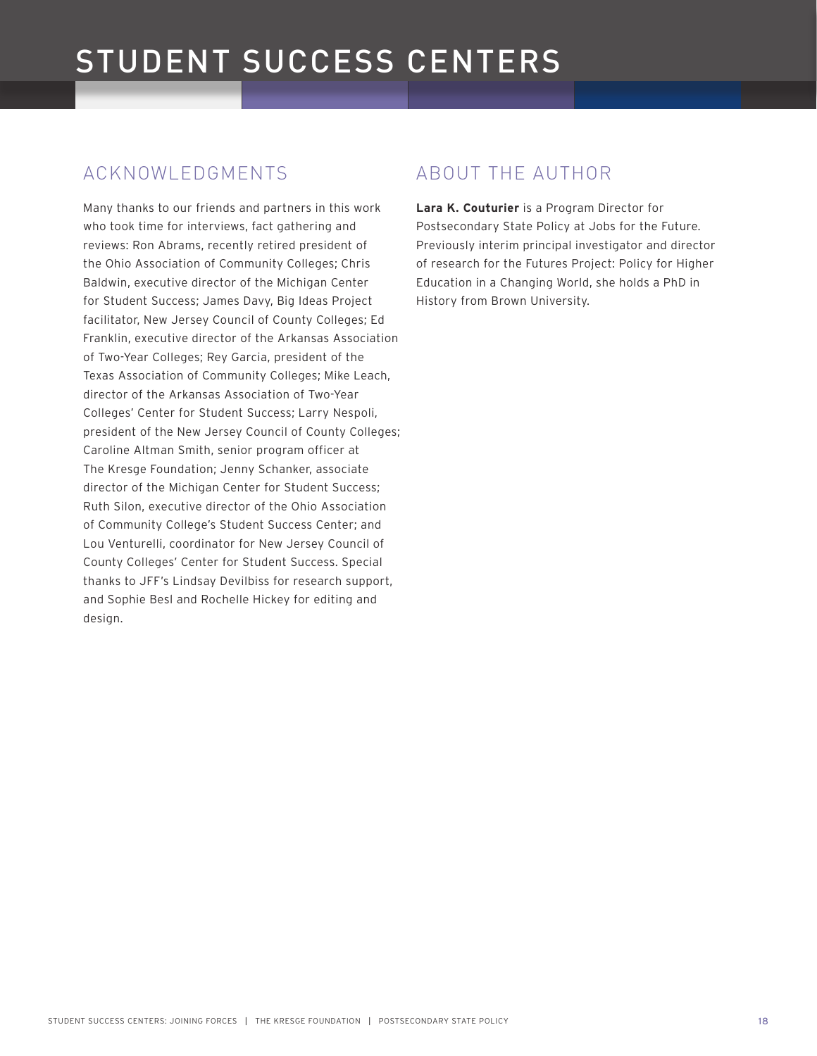# STUDENT SUCCESS CENTERS

## ACKNOWLEDGMENTS

Many thanks to our friends and partners in this work who took time for interviews, fact gathering and reviews: Ron Abrams, recently retired president of the Ohio Association of Community Colleges; Chris Baldwin, executive director of the Michigan Center for Student Success; James Davy, Big Ideas Project facilitator, New Jersey Council of County Colleges; Ed Franklin, executive director of the Arkansas Association of Two-Year Colleges; Rey Garcia, president of the Texas Association of Community Colleges; Mike Leach, director of the Arkansas Association of Two-Year Colleges' Center for Student Success; Larry Nespoli, president of the New Jersey Council of County Colleges; Caroline Altman Smith, senior program officer at The Kresge Foundation; Jenny Schanker, associate director of the Michigan Center for Student Success; Ruth Silon, executive director of the Ohio Association of Community College's Student Success Center; and Lou Venturelli, coordinator for New Jersey Council of County Colleges' Center for Student Success. Special thanks to JFF's Lindsay Devilbiss for research support, and Sophie Besl and Rochelle Hickey for editing and design.

## ABOUT THE AUTHOR

**Lara K. Couturier** is a Program Director for Postsecondary State Policy at Jobs for the Future. Previously interim principal investigator and director of research for the Futures Project: Policy for Higher Education in a Changing World, she holds a PhD in History from Brown University.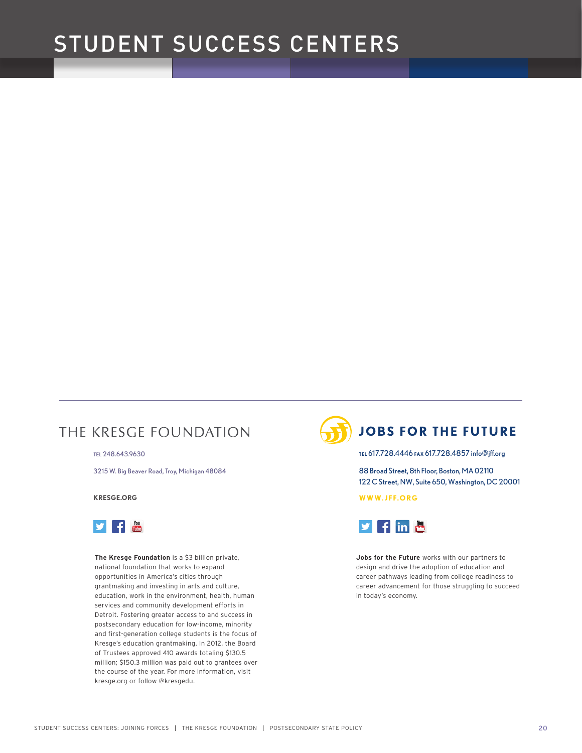# STUDENT SUCCESS CENTERS

THE KRESGE FOUNDATION

TEL 248.643.9630

3215 W. Big Beaver Road, Troy, Michigan 48084

**KRESGE.ORG**

**The Kresge Foundation** is a $3 billion private, national foundation that works to expand opportunities in America's cities through grantmaking and investing in arts and culture, education, work in the environment, health, human services and community development efforts in Detroit. Fostering greater access to and success in postsecondary education for low-income, minority and first-generation college students is the focus of Kresge's education grantmaking. In 2012, the Board of Trustees approved 410 awards totaling $130.5 million; $150.3 million was paid out to grantees over the course of the year. For more information, visit kresge.org or follow @kresgedu.

**JOBS FOR THE FUTURE**

TEL 617.728.4446 FAX 617.728.4857 info@jff.org

88 Broad Street, 8th Floor, Boston, MA 02110
122 C Street, NW, Suite 650, Washington, DC 20001

**WWW.JFF.ORG**

**Jobs for the Future** works with our partners to design and drive the adoption of education and career pathways leading from college readiness to career advancement for those struggling to succeed in today's economy.